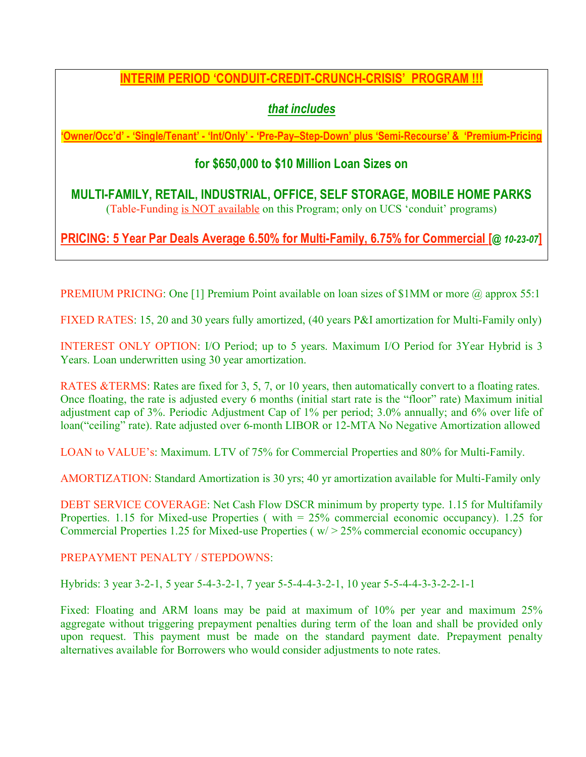# INTERIM PERIOD 'CONDUIT-CREDIT-CRUNCH-CRISIS' PROGRAM !!!

***that includes***

**'Owner/Occ'd' - 'Single/Tenant' - 'Int/Only' - 'Pre-Pay–Step-Down' plus 'Semi-Recourse' & 'Premium-Pricing**

## for $650,000 to $10 Million Loan Sizes on

## MULTI-FAMILY, RETAIL, INDUSTRIAL, OFFICE, SELF STORAGE, MOBILE HOME PARKS

(Table-Funding is NOT available on this Program; only on UCS 'conduit' programs)

**PRICING: 5 Year Par Deals Average 6.50% for Multi-Family, 6.75% for Commercial [@ *10-23-07*]**

PREMIUM PRICING: One [1] Premium Point available on loan sizes of $1MM or more @ approx 55:1

FIXED RATES: 15, 20 and 30 years fully amortized, (40 years P&I amortization for Multi-Family only)

INTEREST ONLY OPTION: I/O Period; up to 5 years. Maximum I/O Period for 3Year Hybrid is 3 Years. Loan underwritten using 30 year amortization.

RATES &TERMS: Rates are fixed for 3, 5, 7, or 10 years, then automatically convert to a floating rates. Once floating, the rate is adjusted every 6 months (initial start rate is the "floor" rate) Maximum initial adjustment cap of 3%. Periodic Adjustment Cap of 1% per period; 3.0% annually; and 6% over life of loan("ceiling" rate). Rate adjusted over 6-month LIBOR or 12-MTA No Negative Amortization allowed

LOAN to VALUE's: Maximum. LTV of 75% for Commercial Properties and 80% for Multi-Family.

AMORTIZATION: Standard Amortization is 30 yrs; 40 yr amortization available for Multi-Family only

DEBT SERVICE COVERAGE: Net Cash Flow DSCR minimum by property type. 1.15 for Multifamily Properties. 1.15 for Mixed-use Properties ( with = 25% commercial economic occupancy). 1.25 for Commercial Properties 1.25 for Mixed-use Properties ( w/ > 25% commercial economic occupancy)

PREPAYMENT PENALTY / STEPDOWNS:

Hybrids: 3 year 3-2-1, 5 year 5-4-3-2-1, 7 year 5-5-4-4-3-2-1, 10 year 5-5-4-4-3-3-2-2-1-1

Fixed: Floating and ARM loans may be paid at maximum of 10% per year and maximum 25% aggregate without triggering prepayment penalties during term of the loan and shall be provided only upon request. This payment must be made on the standard payment date. Prepayment penalty alternatives available for Borrowers who would consider adjustments to note rates.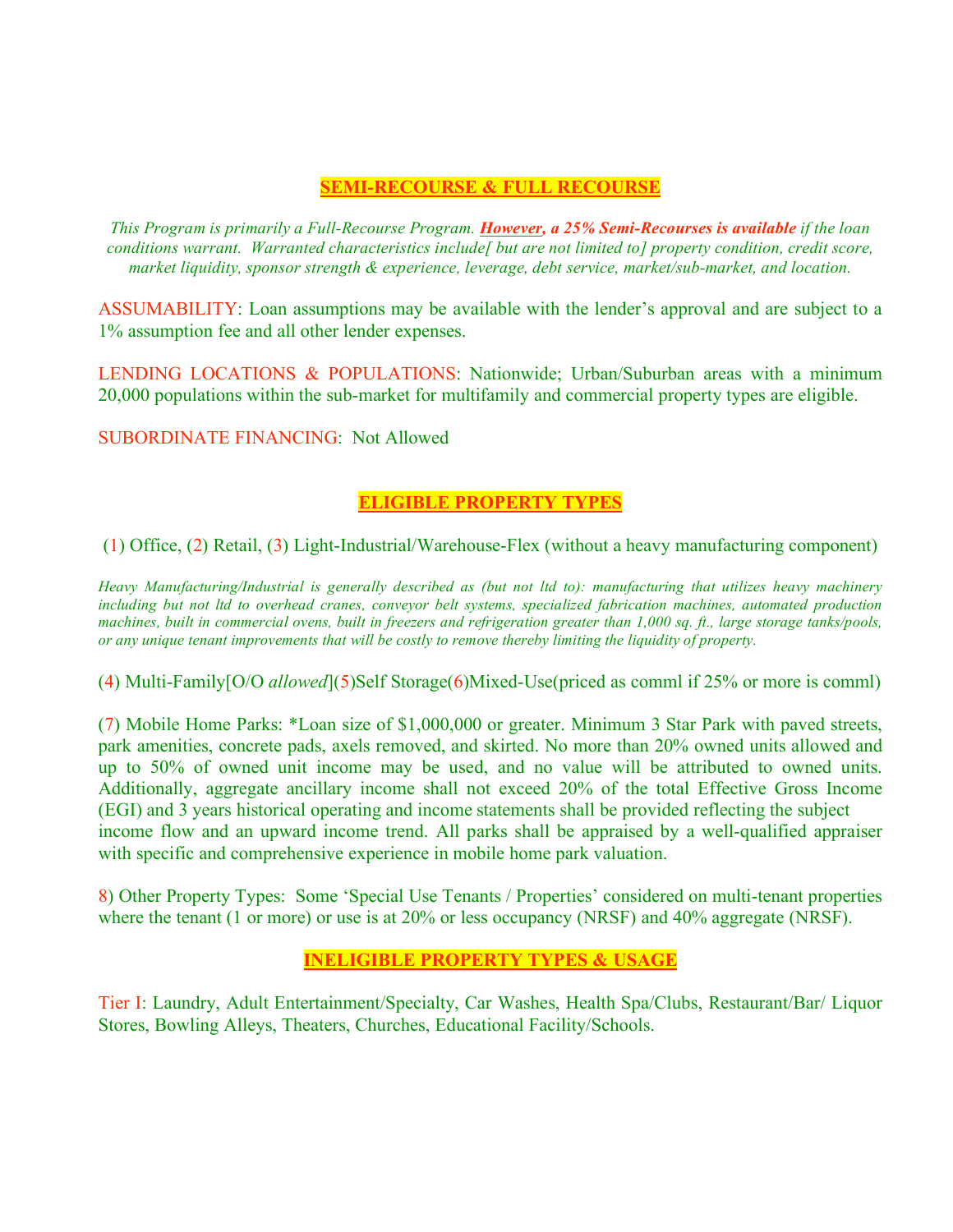## SEMI-RECOURSE & FULL RECOURSE

*This Program is primarily a Full-Recourse Program.* ***However, a 25% Semi-Recourses is available*** *if the loan conditions warrant. Warranted characteristics include[ but are not limited to] property condition, credit score, market liquidity, sponsor strength & experience, leverage, debt service, market/sub-market, and location.*

ASSUMABILITY: Loan assumptions may be available with the lender's approval and are subject to a 1% assumption fee and all other lender expenses.

LENDING LOCATIONS & POPULATIONS: Nationwide; Urban/Suburban areas with a minimum 20,000 populations within the sub-market for multifamily and commercial property types are eligible.

SUBORDINATE FINANCING: Not Allowed

## ELIGIBLE PROPERTY TYPES

(1) Office, (2) Retail, (3) Light-Industrial/Warehouse-Flex (without a heavy manufacturing component)

*Heavy Manufacturing/Industrial is generally described as (but not ltd to): manufacturing that utilizes heavy machinery including but not ltd to overhead cranes, conveyor belt systems, specialized fabrication machines, automated production machines, built in commercial ovens, built in freezers and refrigeration greater than 1,000 sq. ft., large storage tanks/pools, or any unique tenant improvements that will be costly to remove thereby limiting the liquidity of property.*

(4) Multi-Family[O/O *allowed*](5)Self Storage(6)Mixed-Use(priced as comml if 25% or more is comml)

(7) Mobile Home Parks: *Loan size of $1,000,000 or greater. Minimum 3 Star Park with paved streets, park amenities, concrete pads, axels removed, and skirted. No more than 20% owned units allowed and up to 50% of owned unit income may be used, and no value will be attributed to owned units. Additionally, aggregate ancillary income shall not exceed 20% of the total Effective Gross Income (EGI) and 3 years historical operating and income statements shall be provided reflecting the subject income flow and an upward income trend. All parks shall be appraised by a well-qualified appraiser with specific and comprehensive experience in mobile home park valuation.

8) Other Property Types: Some 'Special Use Tenants / Properties' considered on multi-tenant properties where the tenant (1 or more) or use is at 20% or less occupancy (NRSF) and 40% aggregate (NRSF).

## INELIGIBLE PROPERTY TYPES & USAGE

Tier I: Laundry, Adult Entertainment/Specialty, Car Washes, Health Spa/Clubs, Restaurant/Bar/ Liquor Stores, Bowling Alleys, Theaters, Churches, Educational Facility/Schools.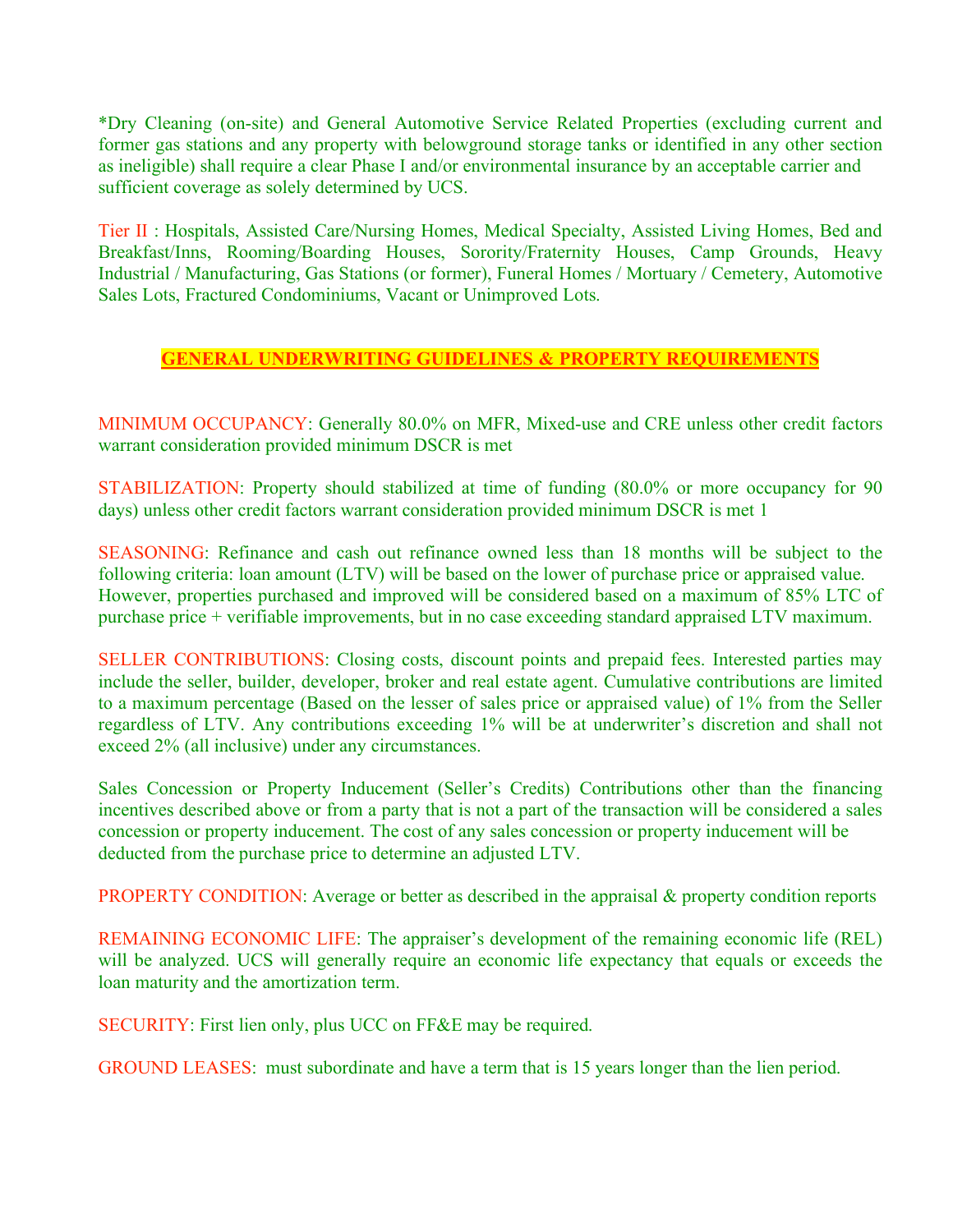*Dry Cleaning (on-site) and General Automotive Service Related Properties (excluding current and former gas stations and any property with belowground storage tanks or identified in any other section as ineligible) shall require a clear Phase I and/or environmental insurance by an acceptable carrier and sufficient coverage as solely determined by UCS.

Tier II : Hospitals, Assisted Care/Nursing Homes, Medical Specialty, Assisted Living Homes, Bed and Breakfast/Inns, Rooming/Boarding Houses, Sorority/Fraternity Houses, Camp Grounds, Heavy Industrial / Manufacturing, Gas Stations (or former), Funeral Homes / Mortuary / Cemetery, Automotive Sales Lots, Fractured Condominiums, Vacant or Unimproved Lots.

## GENERAL UNDERWRITING GUIDELINES & PROPERTY REQUIREMENTS

MINIMUM OCCUPANCY: Generally 80.0% on MFR, Mixed-use and CRE unless other credit factors warrant consideration provided minimum DSCR is met

STABILIZATION: Property should stabilized at time of funding (80.0% or more occupancy for 90 days) unless other credit factors warrant consideration provided minimum DSCR is met 1

SEASONING: Refinance and cash out refinance owned less than 18 months will be subject to the following criteria: loan amount (LTV) will be based on the lower of purchase price or appraised value. However, properties purchased and improved will be considered based on a maximum of 85% LTC of purchase price + verifiable improvements, but in no case exceeding standard appraised LTV maximum.

SELLER CONTRIBUTIONS: Closing costs, discount points and prepaid fees. Interested parties may include the seller, builder, developer, broker and real estate agent. Cumulative contributions are limited to a maximum percentage (Based on the lesser of sales price or appraised value) of 1% from the Seller regardless of LTV. Any contributions exceeding 1% will be at underwriter's discretion and shall not exceed 2% (all inclusive) under any circumstances.

Sales Concession or Property Inducement (Seller's Credits) Contributions other than the financing incentives described above or from a party that is not a part of the transaction will be considered a sales concession or property inducement. The cost of any sales concession or property inducement will be deducted from the purchase price to determine an adjusted LTV.

PROPERTY CONDITION: Average or better as described in the appraisal & property condition reports

REMAINING ECONOMIC LIFE: The appraiser's development of the remaining economic life (REL) will be analyzed. UCS will generally require an economic life expectancy that equals or exceeds the loan maturity and the amortization term.

SECURITY: First lien only, plus UCC on FF&E may be required.

GROUND LEASES: must subordinate and have a term that is 15 years longer than the lien period.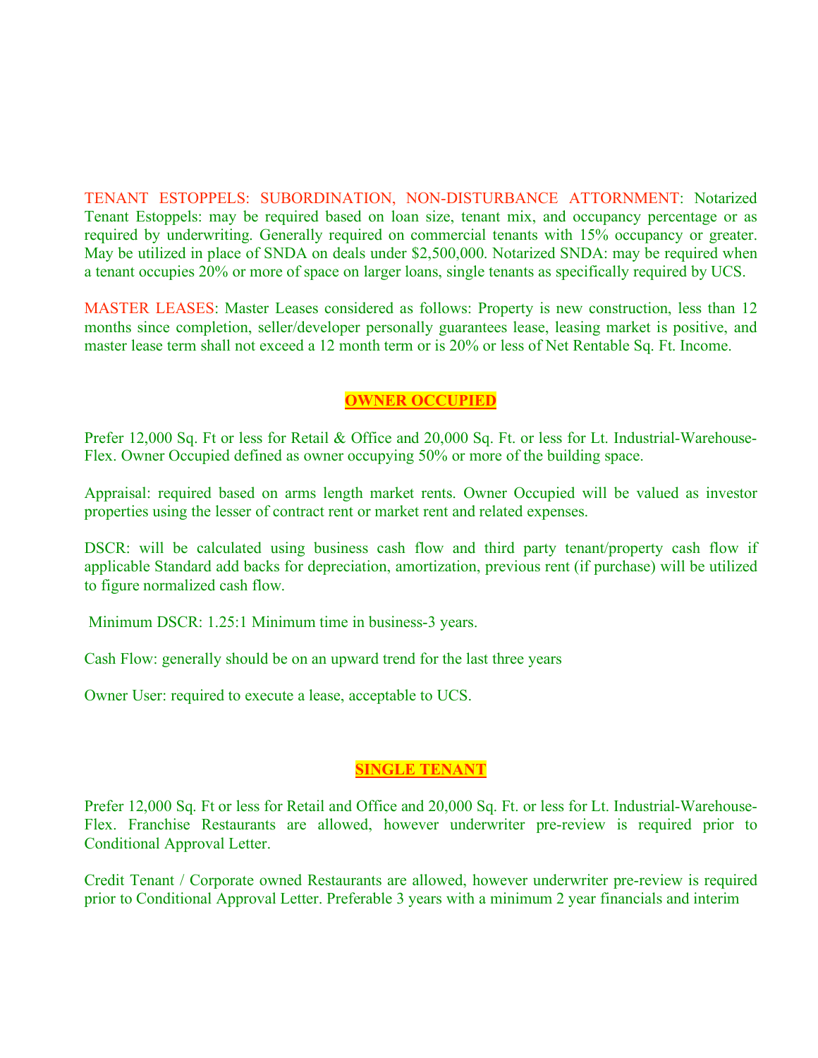**TENANT ESTOPPELS: SUBORDINATION, NON-DISTURBANCE ATTORNMENT:** Notarized Tenant Estoppels: may be required based on loan size, tenant mix, and occupancy percentage or as required by underwriting. Generally required on commercial tenants with 15% occupancy or greater. May be utilized in place of SNDA on deals under $2,500,000. Notarized SNDA: may be required when a tenant occupies 20% or more of space on larger loans, single tenants as specifically required by UCS.

**MASTER LEASES:** Master Leases considered as follows: Property is new construction, less than 12 months since completion, seller/developer personally guarantees lease, leasing market is positive, and master lease term shall not exceed a 12 month term or is 20% or less of Net Rentable Sq. Ft. Income.

## OWNER OCCUPIED

Prefer 12,000 Sq. Ft or less for Retail & Office and 20,000 Sq. Ft. or less for Lt. Industrial-Warehouse-Flex. Owner Occupied defined as owner occupying 50% or more of the building space.

Appraisal: required based on arms length market rents. Owner Occupied will be valued as investor properties using the lesser of contract rent or market rent and related expenses.

DSCR: will be calculated using business cash flow and third party tenant/property cash flow if applicable Standard add backs for depreciation, amortization, previous rent (if purchase) will be utilized to figure normalized cash flow.

Minimum DSCR: 1.25:1 Minimum time in business-3 years.

Cash Flow: generally should be on an upward trend for the last three years

Owner User: required to execute a lease, acceptable to UCS.

## SINGLE TENANT

Prefer 12,000 Sq. Ft or less for Retail and Office and 20,000 Sq. Ft. or less for Lt. Industrial-Warehouse-Flex. Franchise Restaurants are allowed, however underwriter pre-review is required prior to Conditional Approval Letter.

Credit Tenant / Corporate owned Restaurants are allowed, however underwriter pre-review is required prior to Conditional Approval Letter. Preferable 3 years with a minimum 2 year financials and interim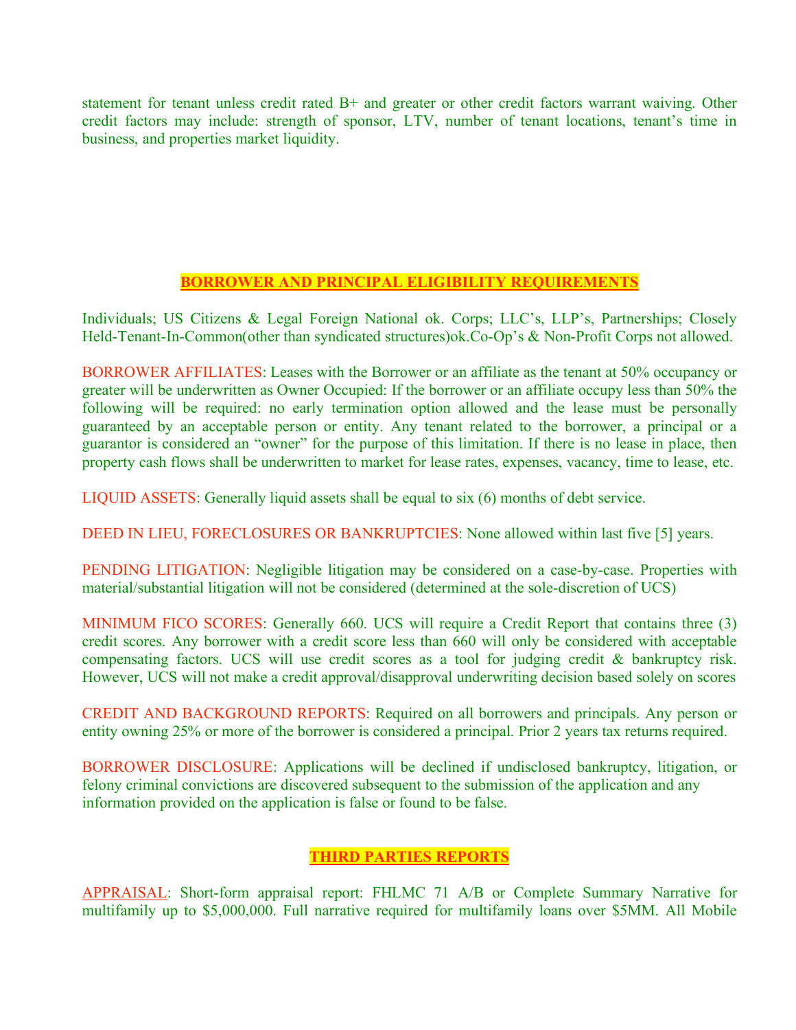statement for tenant unless credit rated B+ and greater or other credit factors warrant waiving. Other credit factors may include: strength of sponsor, LTV, number of tenant locations, tenant's time in business, and properties market liquidity.

## BORROWER AND PRINCIPAL ELIGIBILITY REQUIREMENTS

Individuals; US Citizens & Legal Foreign National ok. Corps; LLC's, LLP's, Partnerships; Closely Held-Tenant-In-Common(other than syndicated structures)ok.Co-Op's & Non-Profit Corps not allowed.

BORROWER AFFILIATES: Leases with the Borrower or an affiliate as the tenant at 50% occupancy or greater will be underwritten as Owner Occupied: If the borrower or an affiliate occupy less than 50% the following will be required: no early termination option allowed and the lease must be personally guaranteed by an acceptable person or entity. Any tenant related to the borrower, a principal or a guarantor is considered an "owner" for the purpose of this limitation. If there is no lease in place, then property cash flows shall be underwritten to market for lease rates, expenses, vacancy, time to lease, etc.

LIQUID ASSETS: Generally liquid assets shall be equal to six (6) months of debt service.

DEED IN LIEU, FORECLOSURES OR BANKRUPTCIES: None allowed within last five [5] years.

PENDING LITIGATION: Negligible litigation may be considered on a case-by-case. Properties with material/substantial litigation will not be considered (determined at the sole-discretion of UCS)

MINIMUM FICO SCORES: Generally 660. UCS will require a Credit Report that contains three (3) credit scores. Any borrower with a credit score less than 660 will only be considered with acceptable compensating factors. UCS will use credit scores as a tool for judging credit & bankruptcy risk. However, UCS will not make a credit approval/disapproval underwriting decision based solely on scores

CREDIT AND BACKGROUND REPORTS: Required on all borrowers and principals. Any person or entity owning 25% or more of the borrower is considered a principal. Prior 2 years tax returns required.

BORROWER DISCLOSURE: Applications will be declined if undisclosed bankruptcy, litigation, or felony criminal convictions are discovered subsequent to the submission of the application and any information provided on the application is false or found to be false.

## THIRD PARTIES REPORTS

APPRAISAL: Short-form appraisal report: FHLMC 71 A/B or Complete Summary Narrative for multifamily up to $5,000,000. Full narrative required for multifamily loans over $5MM. All Mobile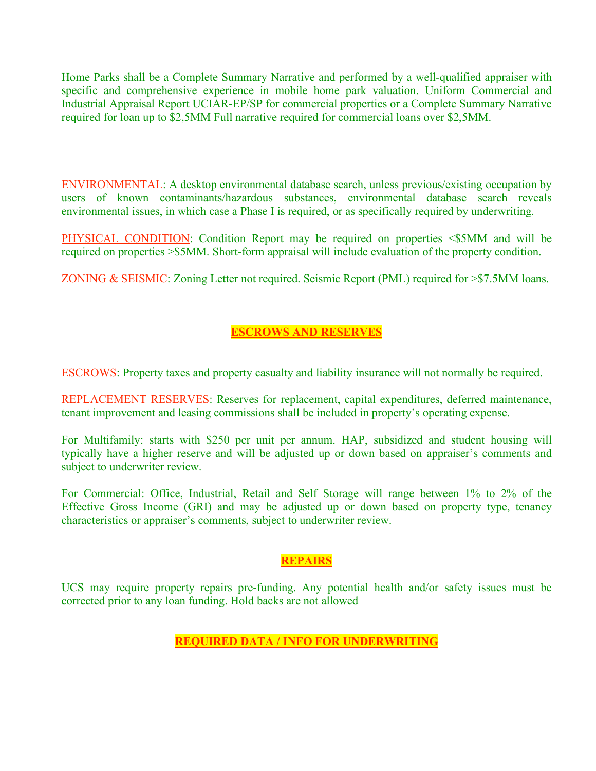Home Parks shall be a Complete Summary Narrative and performed by a well-qualified appraiser with specific and comprehensive experience in mobile home park valuation. Uniform Commercial and Industrial Appraisal Report UCIAR-EP/SP for commercial properties or a Complete Summary Narrative required for loan up to $2,5MM Full narrative required for commercial loans over $2,5MM.

ENVIRONMENTAL: A desktop environmental database search, unless previous/existing occupation by users of known contaminants/hazardous substances, environmental database search reveals environmental issues, in which case a Phase I is required, or as specifically required by underwriting.

PHYSICAL CONDITION: Condition Report may be required on properties <$5MM and will be required on properties >$5MM. Short-form appraisal will include evaluation of the property condition.

ZONING & SEISMIC: Zoning Letter not required. Seismic Report (PML) required for >$7.5MM loans.

## ESCROWS AND RESERVES

ESCROWS: Property taxes and property casualty and liability insurance will not normally be required.

REPLACEMENT RESERVES: Reserves for replacement, capital expenditures, deferred maintenance, tenant improvement and leasing commissions shall be included in property's operating expense.

For Multifamily: starts with $250 per unit per annum. HAP, subsidized and student housing will typically have a higher reserve and will be adjusted up or down based on appraiser's comments and subject to underwriter review.

For Commercial: Office, Industrial, Retail and Self Storage will range between 1% to 2% of the Effective Gross Income (GRI) and may be adjusted up or down based on property type, tenancy characteristics or appraiser's comments, subject to underwriter review.

## REPAIRS

UCS may require property repairs pre-funding. Any potential health and/or safety issues must be corrected prior to any loan funding. Hold backs are not allowed

## REQUIRED DATA / INFO FOR UNDERWRITING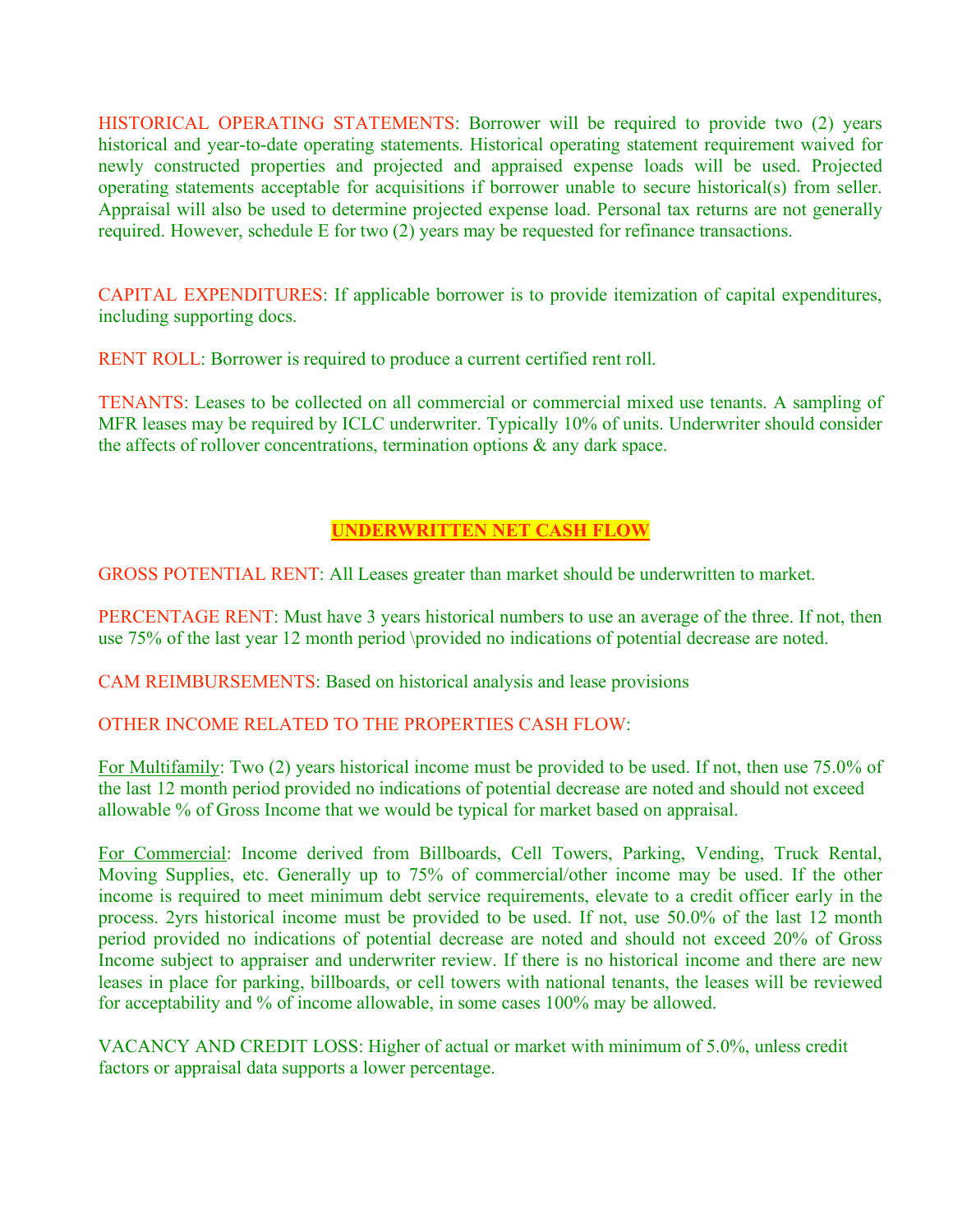HISTORICAL OPERATING STATEMENTS: Borrower will be required to provide two (2) years historical and year-to-date operating statements. Historical operating statement requirement waived for newly constructed properties and projected and appraised expense loads will be used. Projected operating statements acceptable for acquisitions if borrower unable to secure historical(s) from seller. Appraisal will also be used to determine projected expense load. Personal tax returns are not generally required. However, schedule E for two (2) years may be requested for refinance transactions.

CAPITAL EXPENDITURES: If applicable borrower is to provide itemization of capital expenditures, including supporting docs.

RENT ROLL: Borrower is required to produce a current certified rent roll.

TENANTS: Leases to be collected on all commercial or commercial mixed use tenants. A sampling of MFR leases may be required by ICLC underwriter. Typically 10% of units. Underwriter should consider the affects of rollover concentrations, termination options & any dark space.

## **UNDERWRITTEN NET CASH FLOW**

GROSS POTENTIAL RENT: All Leases greater than market should be underwritten to market.

PERCENTAGE RENT: Must have 3 years historical numbers to use an average of the three. If not, then use 75% of the last year 12 month period \provided no indications of potential decrease are noted.

CAM REIMBURSEMENTS: Based on historical analysis and lease provisions

OTHER INCOME RELATED TO THE PROPERTIES CASH FLOW:

For Multifamily: Two (2) years historical income must be provided to be used. If not, then use 75.0% of the last 12 month period provided no indications of potential decrease are noted and should not exceed allowable % of Gross Income that we would be typical for market based on appraisal.

For Commercial: Income derived from Billboards, Cell Towers, Parking, Vending, Truck Rental, Moving Supplies, etc. Generally up to 75% of commercial/other income may be used. If the other income is required to meet minimum debt service requirements, elevate to a credit officer early in the process. 2yrs historical income must be provided to be used. If not, use 50.0% of the last 12 month period provided no indications of potential decrease are noted and should not exceed 20% of Gross Income subject to appraiser and underwriter review. If there is no historical income and there are new leases in place for parking, billboards, or cell towers with national tenants, the leases will be reviewed for acceptability and % of income allowable, in some cases 100% may be allowed.

VACANCY AND CREDIT LOSS: Higher of actual or market with minimum of 5.0%, unless credit factors or appraisal data supports a lower percentage.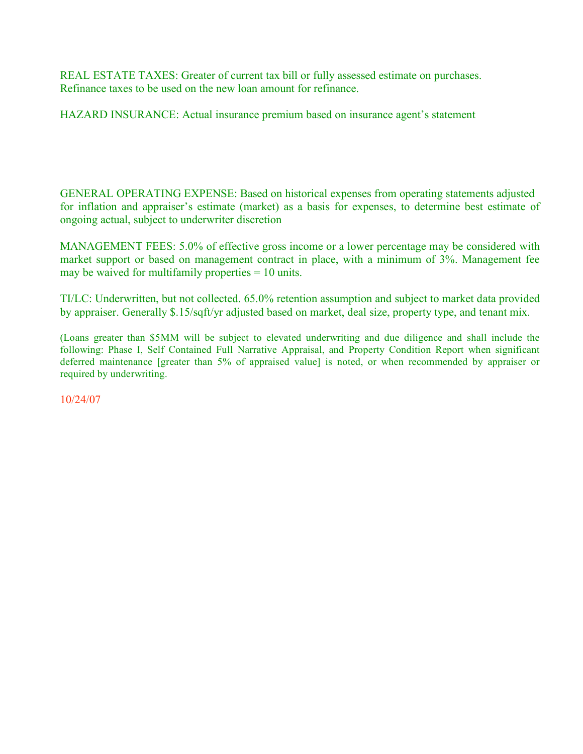REAL ESTATE TAXES: Greater of current tax bill or fully assessed estimate on purchases. Refinance taxes to be used on the new loan amount for refinance.

HAZARD INSURANCE: Actual insurance premium based on insurance agent's statement

GENERAL OPERATING EXPENSE: Based on historical expenses from operating statements adjusted for inflation and appraiser's estimate (market) as a basis for expenses, to determine best estimate of ongoing actual, subject to underwriter discretion

MANAGEMENT FEES: 5.0% of effective gross income or a lower percentage may be considered with market support or based on management contract in place, with a minimum of 3%. Management fee may be waived for multifamily properties = 10 units.

TI/LC: Underwritten, but not collected. 65.0% retention assumption and subject to market data provided by appraiser. Generally $.15/sqft/yr adjusted based on market, deal size, property type, and tenant mix.

(Loans greater than $5MM will be subject to elevated underwriting and due diligence and shall include the following: Phase I, Self Contained Full Narrative Appraisal, and Property Condition Report when significant deferred maintenance [greater than 5% of appraised value] is noted, or when recommended by appraiser or required by underwriting.

10/24/07